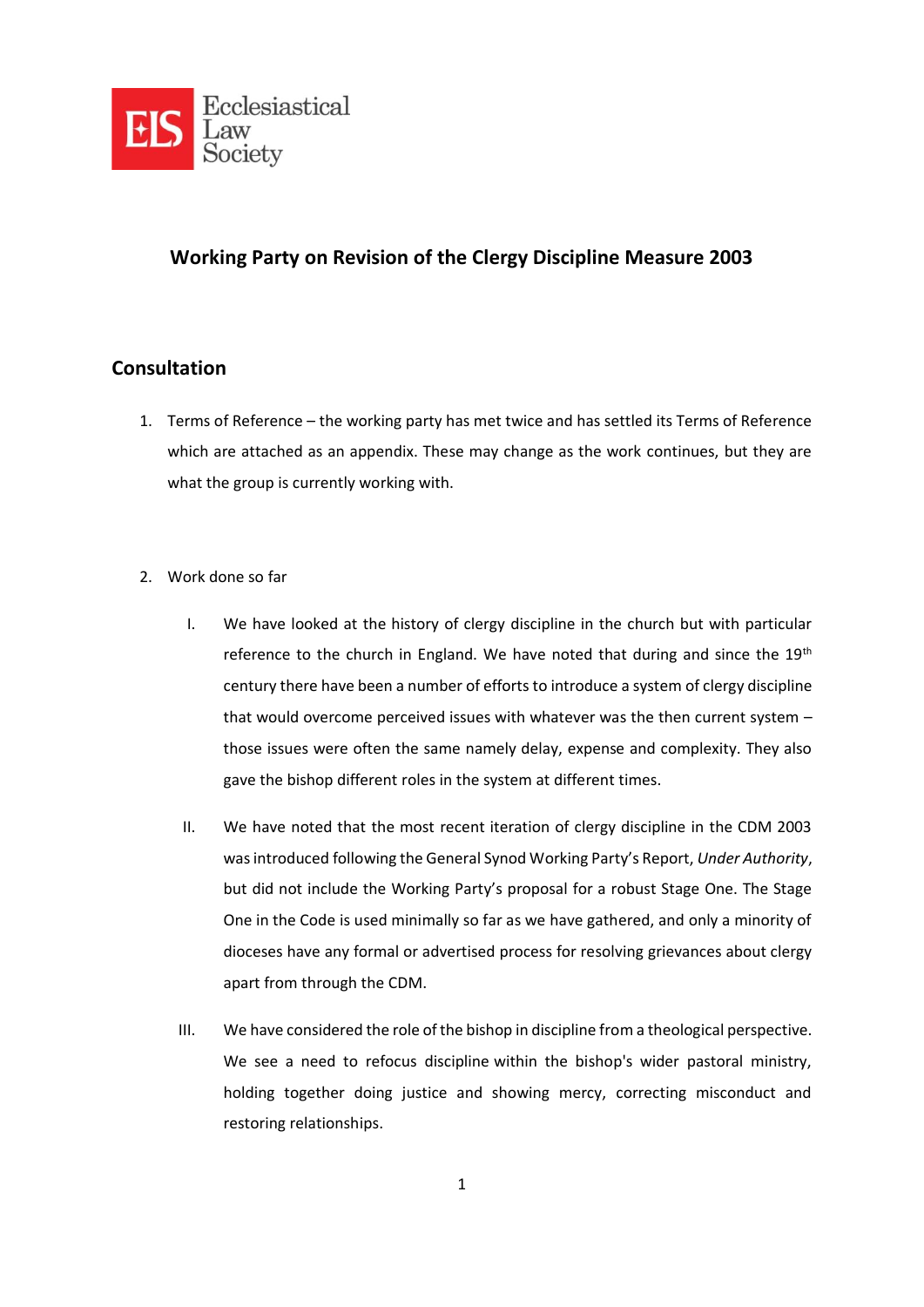Ecclesiastical Law Society

## Working Party on Revision of the Clergy Discipline Measure 2003

## Consultation

1. Terms of Reference – the working party has met twice and has settled its Terms of Reference which are attached as an appendix. These may change as the work continues, but they are what the group is currently working with.

2. Work done so far

   I. We have looked at the history of clergy discipline in the church but with particular reference to the church in England. We have noted that during and since the 19th century there have been a number of efforts to introduce a system of clergy discipline that would overcome perceived issues with whatever was the then current system – those issues were often the same namely delay, expense and complexity. They also gave the bishop different roles in the system at different times.

   II. We have noted that the most recent iteration of clergy discipline in the CDM 2003 was introduced following the General Synod Working Party's Report, *Under Authority*, but did not include the Working Party's proposal for a robust Stage One. The Stage One in the Code is used minimally so far as we have gathered, and only a minority of dioceses have any formal or advertised process for resolving grievances about clergy apart from through the CDM.

   III. We have considered the role of the bishop in discipline from a theological perspective. We see a need to refocus discipline within the bishop's wider pastoral ministry, holding together doing justice and showing mercy, correcting misconduct and restoring relationships.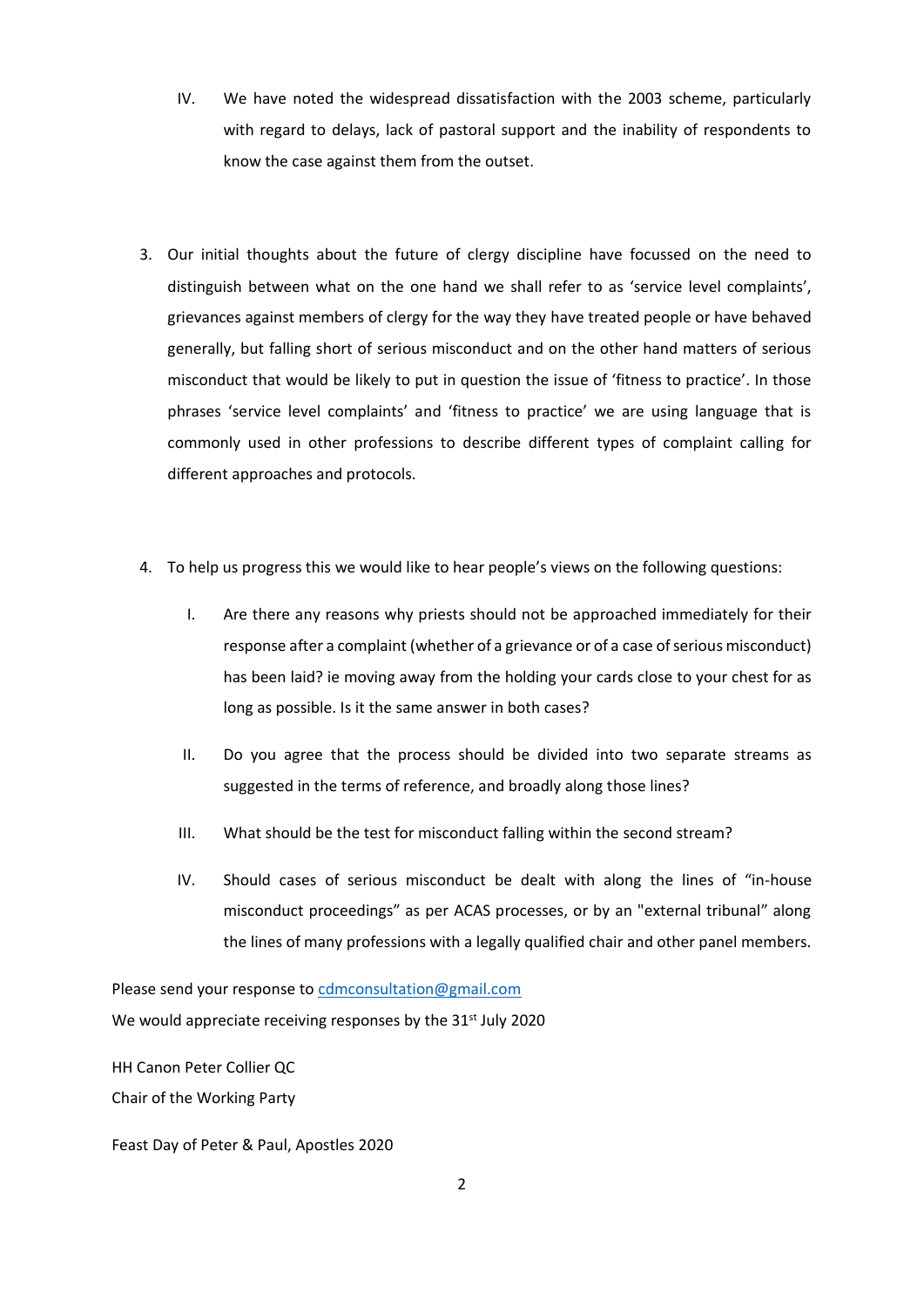IV. We have noted the widespread dissatisfaction with the 2003 scheme, particularly with regard to delays, lack of pastoral support and the inability of respondents to know the case against them from the outset.

3. Our initial thoughts about the future of clergy discipline have focussed on the need to distinguish between what on the one hand we shall refer to as 'service level complaints', grievances against members of clergy for the way they have treated people or have behaved generally, but falling short of serious misconduct and on the other hand matters of serious misconduct that would be likely to put in question the issue of 'fitness to practice'. In those phrases 'service level complaints' and 'fitness to practice' we are using language that is commonly used in other professions to describe different types of complaint calling for different approaches and protocols.

4. To help us progress this we would like to hear people's views on the following questions:

   I. Are there any reasons why priests should not be approached immediately for their response after a complaint (whether of a grievance or of a case of serious misconduct) has been laid? ie moving away from the holding your cards close to your chest for as long as possible. Is it the same answer in both cases?

   II. Do you agree that the process should be divided into two separate streams as suggested in the terms of reference, and broadly along those lines?

   III. What should be the test for misconduct falling within the second stream?

   IV. Should cases of serious misconduct be dealt with along the lines of "in-house misconduct proceedings" as per ACAS processes, or by an "external tribunal" along the lines of many professions with a legally qualified chair and other panel members.

Please send your response to cdmconsultation@gmail.com

We would appreciate receiving responses by the 31st July 2020

HH Canon Peter Collier QC

Chair of the Working Party

Feast Day of Peter & Paul, Apostles 2020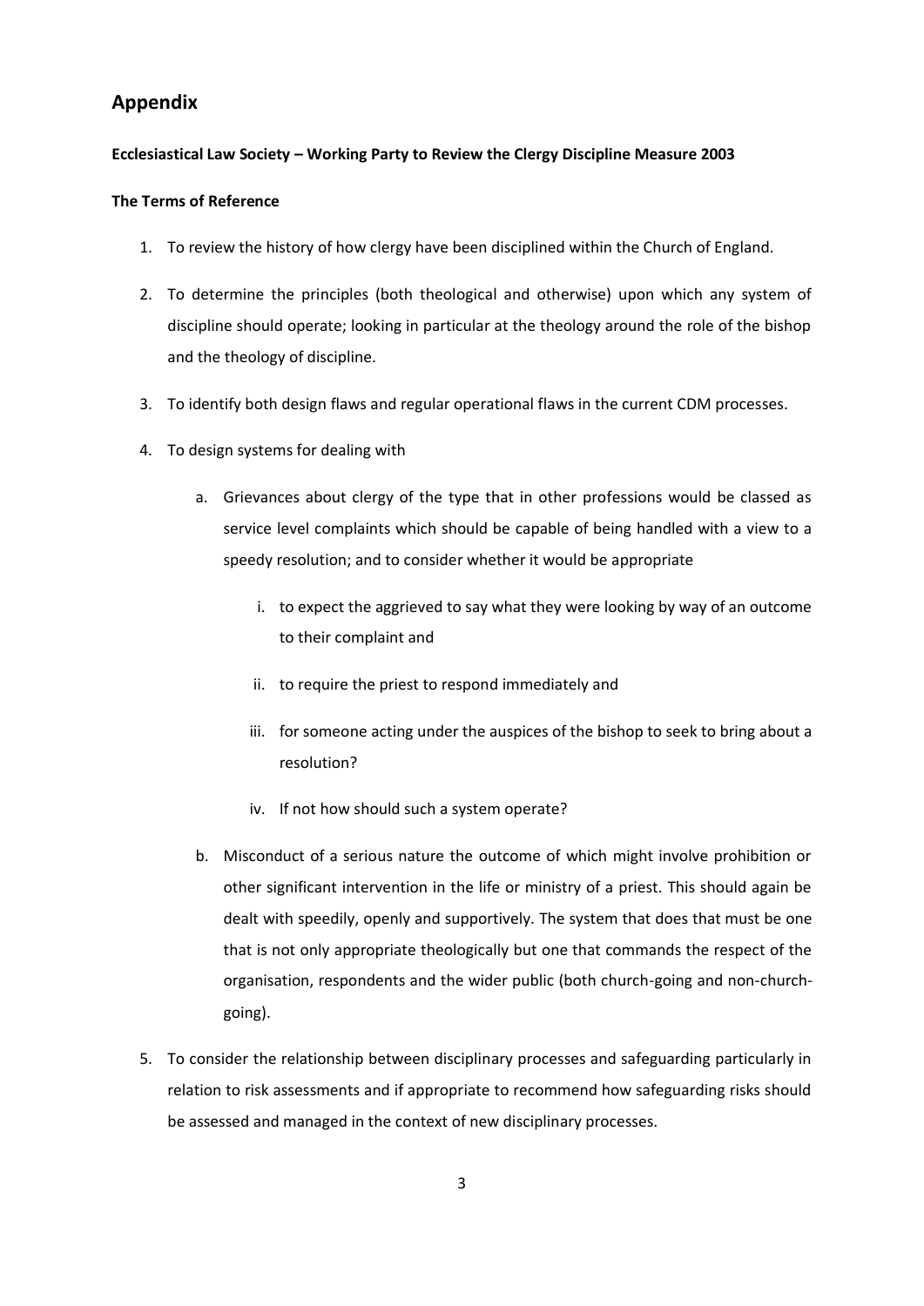## Appendix

**Ecclesiastical Law Society – Working Party to Review the Clergy Discipline Measure 2003**

**The Terms of Reference**

1. To review the history of how clergy have been disciplined within the Church of England.

2. To determine the principles (both theological and otherwise) upon which any system of discipline should operate; looking in particular at the theology around the role of the bishop and the theology of discipline.

3. To identify both design flaws and regular operational flaws in the current CDM processes.

4. To design systems for dealing with

   a. Grievances about clergy of the type that in other professions would be classed as service level complaints which should be capable of being handled with a view to a speedy resolution; and to consider whether it would be appropriate

      i. to expect the aggrieved to say what they were looking by way of an outcome to their complaint and

      ii. to require the priest to respond immediately and

      iii. for someone acting under the auspices of the bishop to seek to bring about a resolution?

      iv. If not how should such a system operate?

   b. Misconduct of a serious nature the outcome of which might involve prohibition or other significant intervention in the life or ministry of a priest. This should again be dealt with speedily, openly and supportively. The system that does that must be one that is not only appropriate theologically but one that commands the respect of the organisation, respondents and the wider public (both church-going and non-church-going).

5. To consider the relationship between disciplinary processes and safeguarding particularly in relation to risk assessments and if appropriate to recommend how safeguarding risks should be assessed and managed in the context of new disciplinary processes.